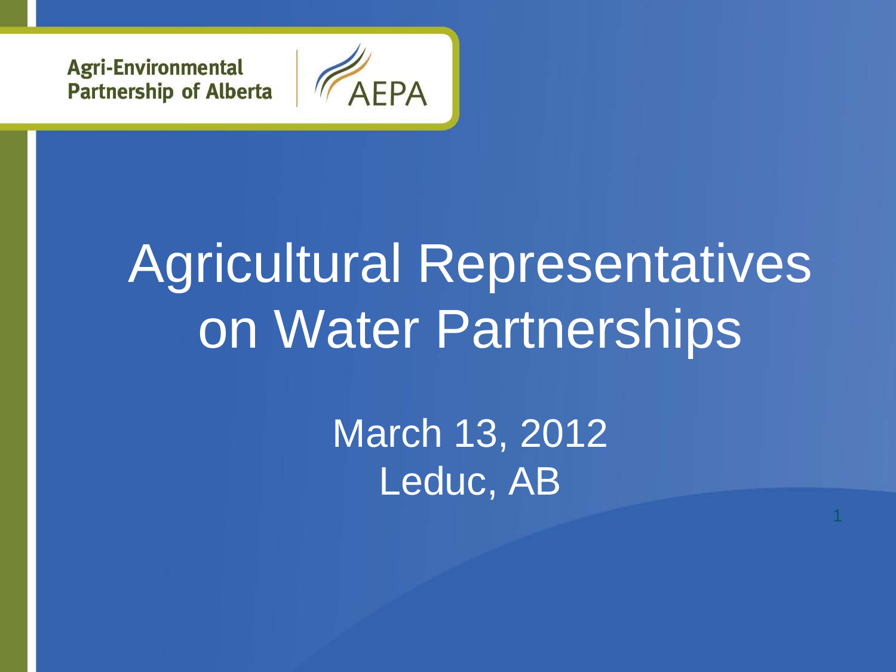Agri-Environmental Partnership of Alberta

AEPA

# Agricultural Representatives on Water Partnerships

March 13, 2012
Leduc, AB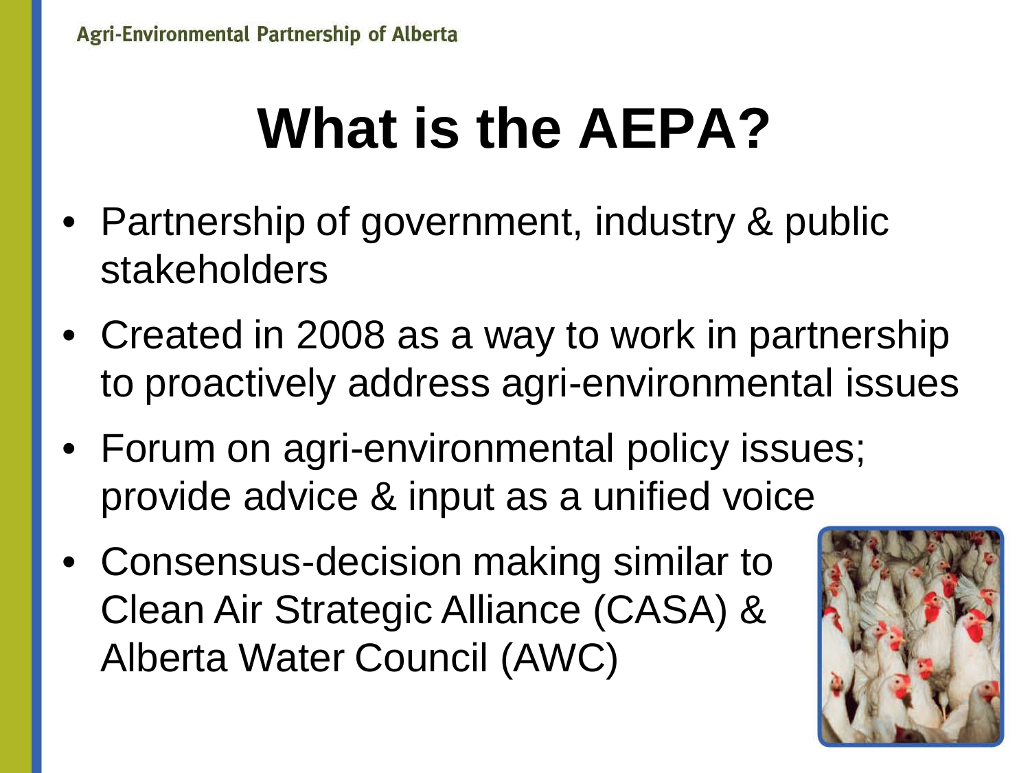# What is the AEPA?

- Partnership of government, industry & public stakeholders
- Created in 2008 as a way to work in partnership to proactively address agri-environmental issues
- Forum on agri-environmental policy issues; provide advice & input as a unified voice
- Consensus-decision making similar to Clean Air Strategic Alliance (CASA) & Alberta Water Council (AWC)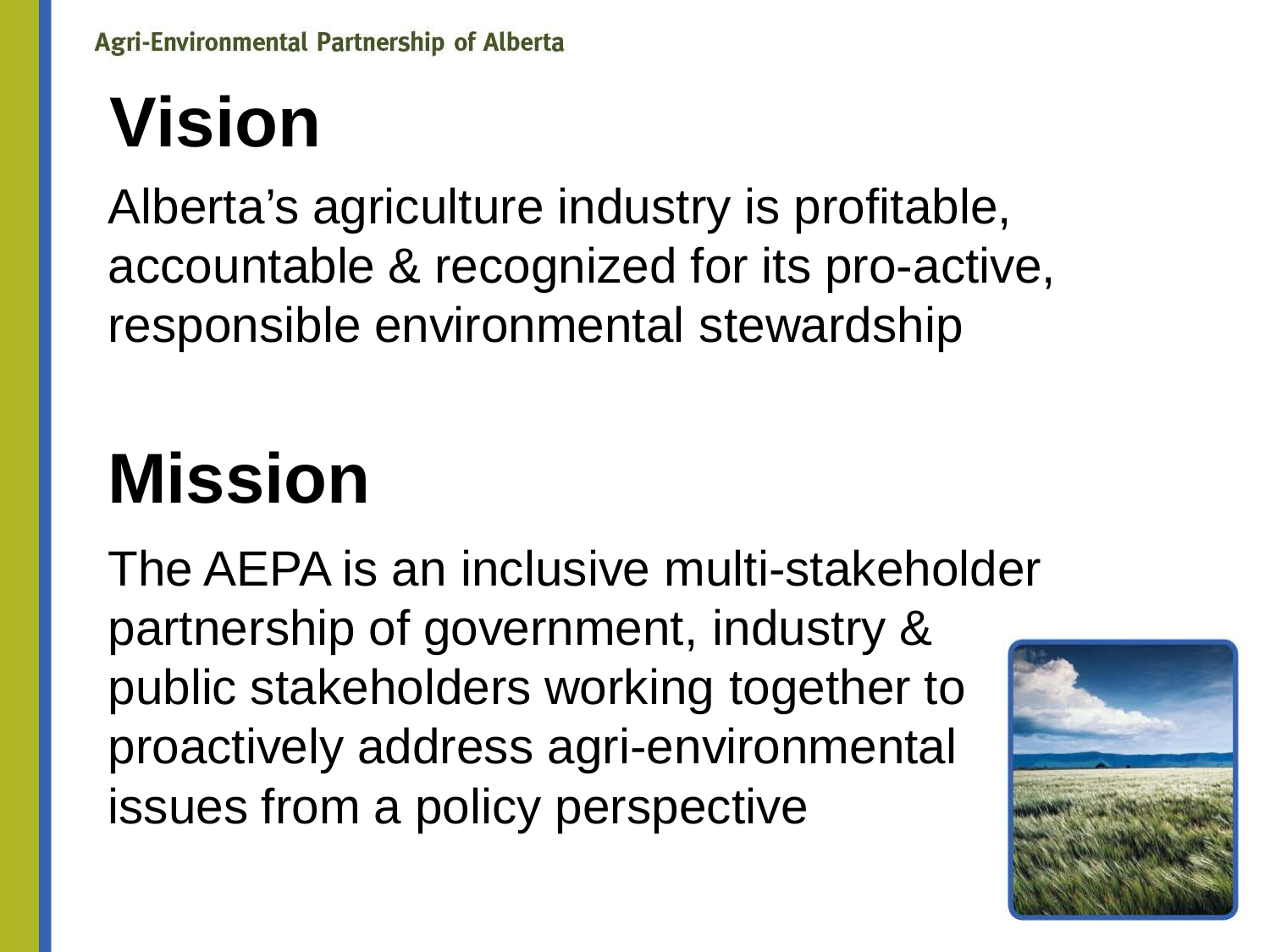# Vision

Alberta's agriculture industry is profitable, accountable & recognized for its pro-active, responsible environmental stewardship

# Mission

The AEPA is an inclusive multi-stakeholder partnership of government, industry & public stakeholders working together to proactively address agri-environmental issues from a policy perspective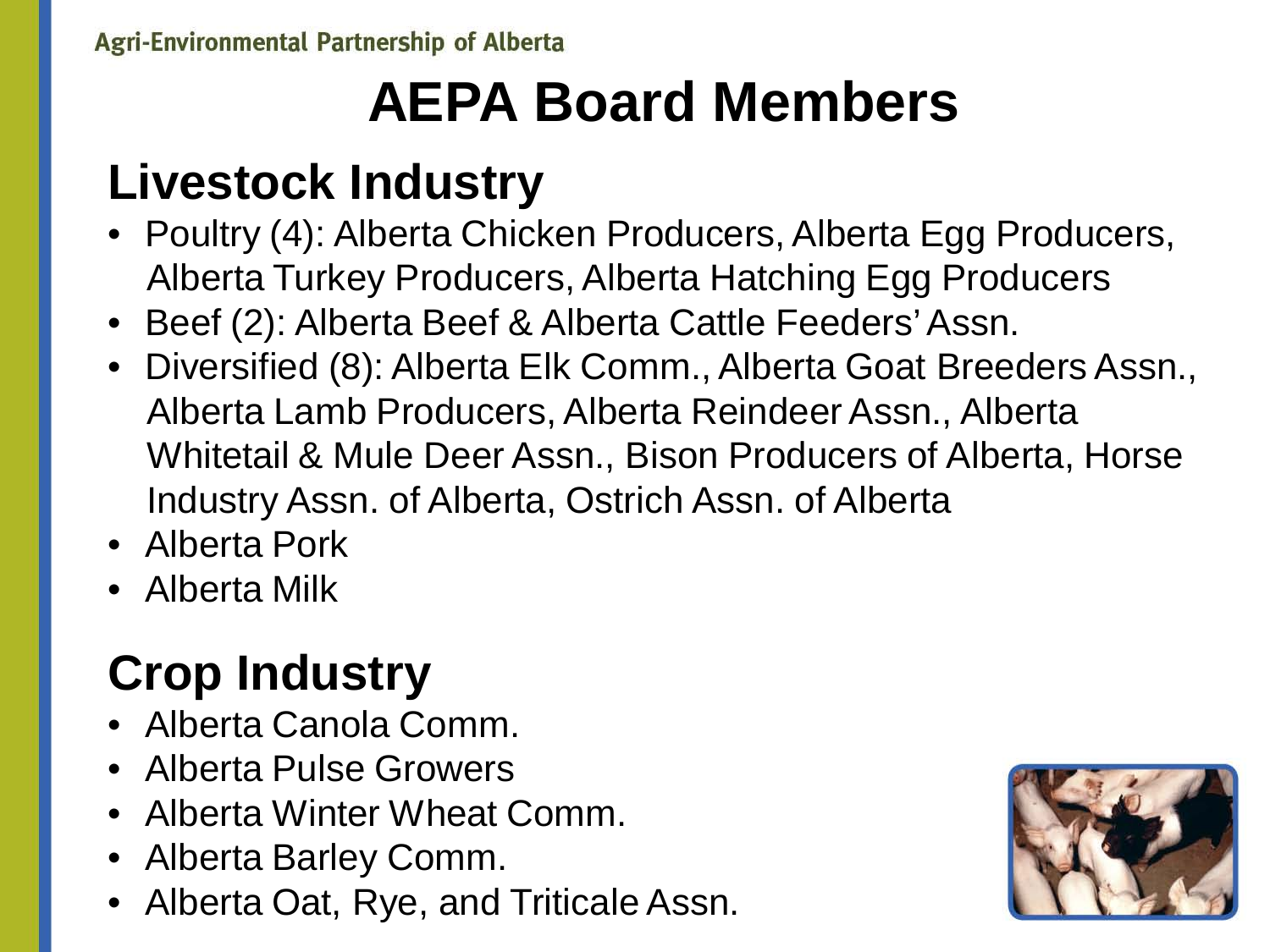# AEPA Board Members

## Livestock Industry

- Poultry (4): Alberta Chicken Producers, Alberta Egg Producers, Alberta Turkey Producers, Alberta Hatching Egg Producers
- Beef (2): Alberta Beef & Alberta Cattle Feeders' Assn.
- Diversified (8): Alberta Elk Comm., Alberta Goat Breeders Assn., Alberta Lamb Producers, Alberta Reindeer Assn., Alberta Whitetail & Mule Deer Assn., Bison Producers of Alberta, Horse Industry Assn. of Alberta, Ostrich Assn. of Alberta
- Alberta Pork
- Alberta Milk

## Crop Industry

- Alberta Canola Comm.
- Alberta Pulse Growers
- Alberta Winter Wheat Comm.
- Alberta Barley Comm.
- Alberta Oat, Rye, and Triticale Assn.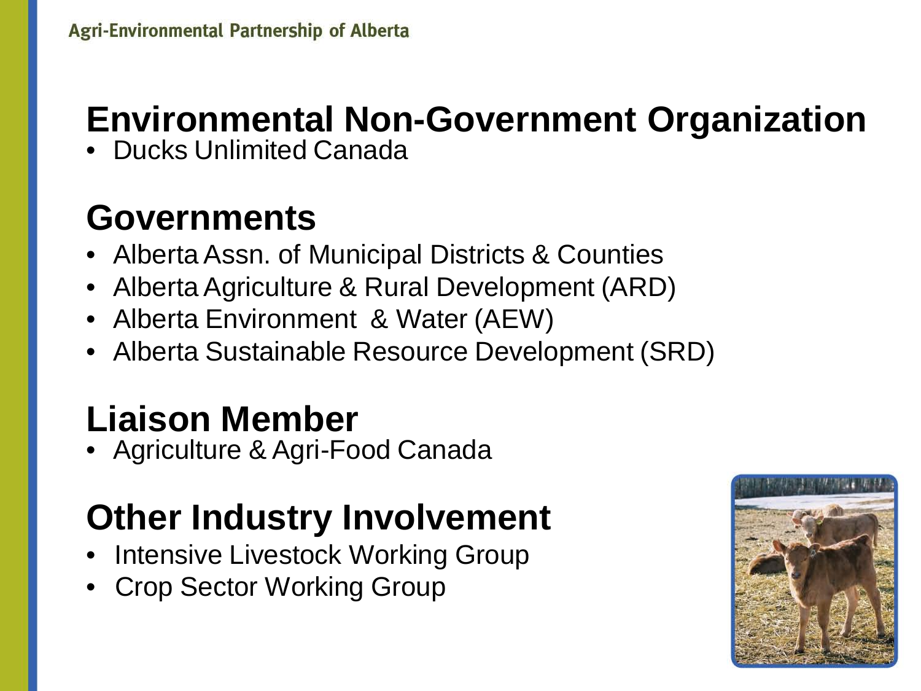## Environmental Non-Government Organization

- Ducks Unlimited Canada

## Governments

- Alberta Assn. of Municipal Districts & Counties
- Alberta Agriculture & Rural Development (ARD)
- Alberta Environment & Water (AEW)
- Alberta Sustainable Resource Development (SRD)

## Liaison Member

- Agriculture & Agri-Food Canada

## Other Industry Involvement

- Intensive Livestock Working Group
- Crop Sector Working Group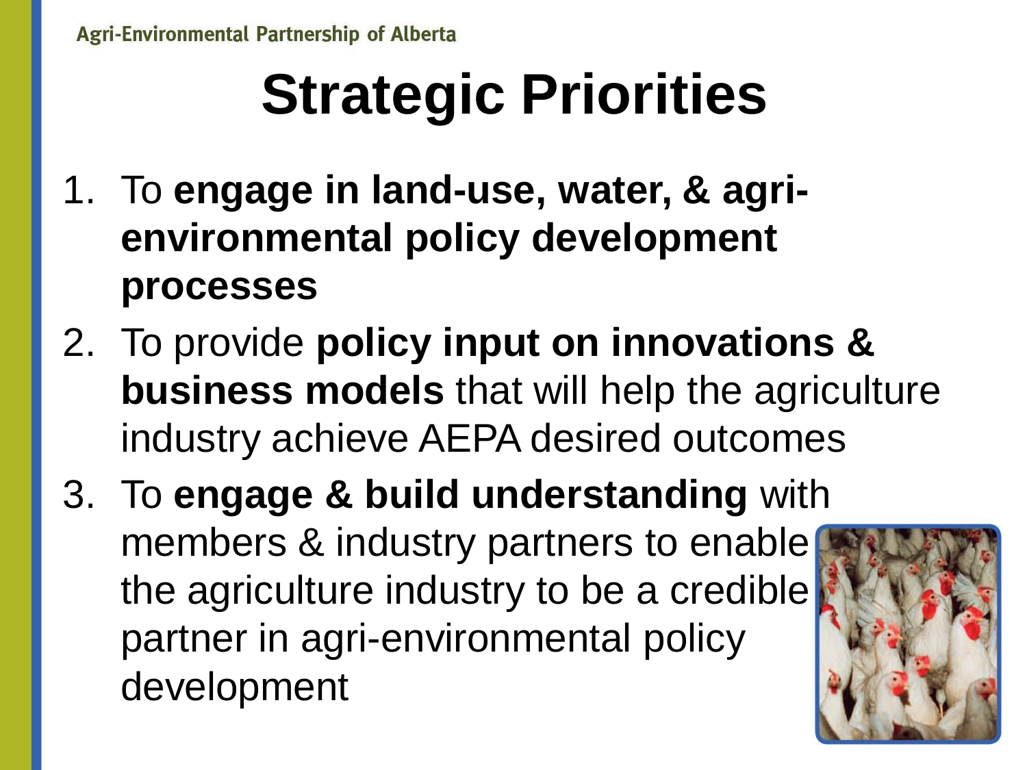# Strategic Priorities

1. To **engage in land-use, water, & agri-environmental policy development processes**
2. To provide **policy input on innovations & business models** that will help the agriculture industry achieve AEPA desired outcomes
3. To **engage & build understanding** with members & industry partners to enable the agriculture industry to be a credible partner in agri-environmental policy development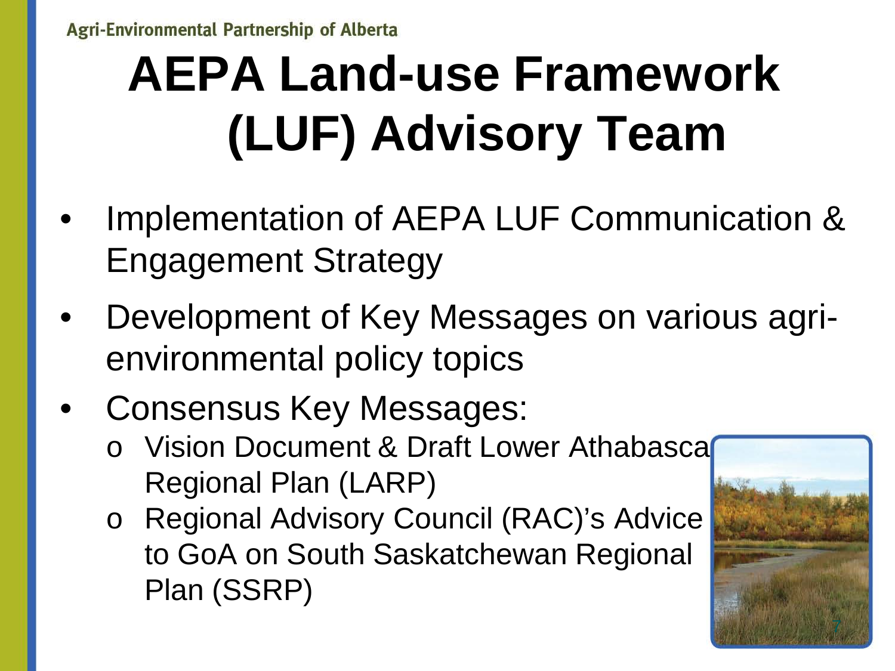# AEPA Land-use Framework (LUF) Advisory Team

- Implementation of AEPA LUF Communication & Engagement Strategy
- Development of Key Messages on various agri-environmental policy topics
- Consensus Key Messages:
  - Vision Document & Draft Lower Athabasca Regional Plan (LARP)
  - Regional Advisory Council (RAC)'s Advice to GoA on South Saskatchewan Regional Plan (SSRP)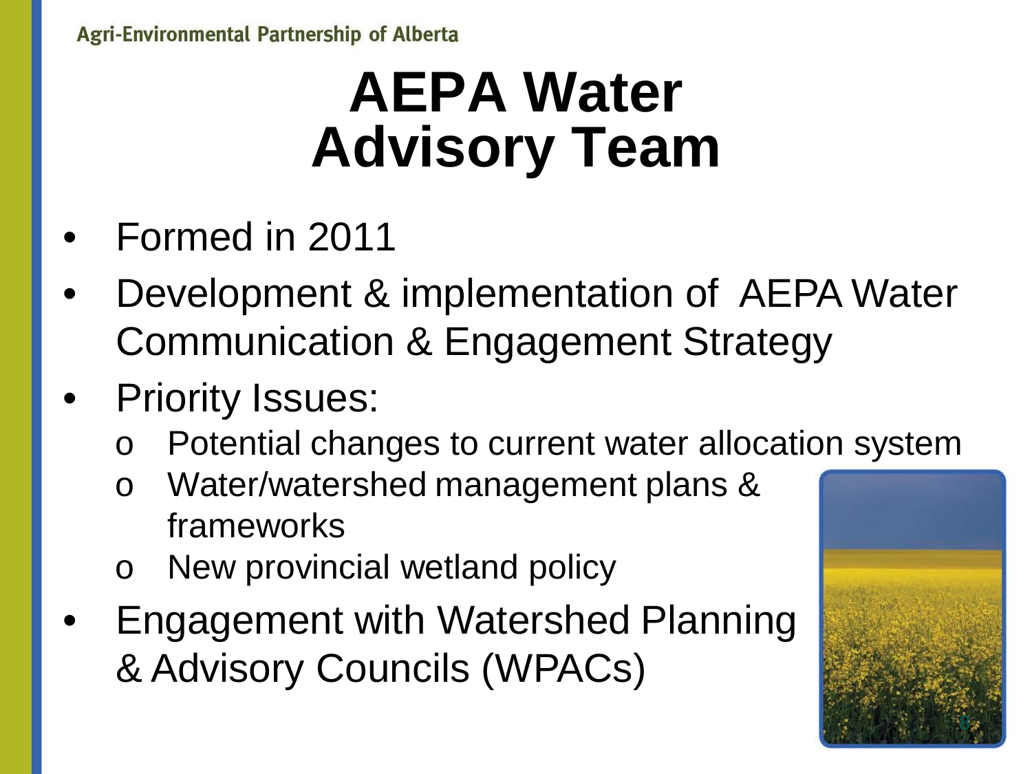# AEPA Water Advisory Team

- Formed in 2011
- Development & implementation of AEPA Water Communication & Engagement Strategy
- Priority Issues:
  - Potential changes to current water allocation system
  - Water/watershed management plans & frameworks
  - New provincial wetland policy
- Engagement with Watershed Planning & Advisory Councils (WPACs)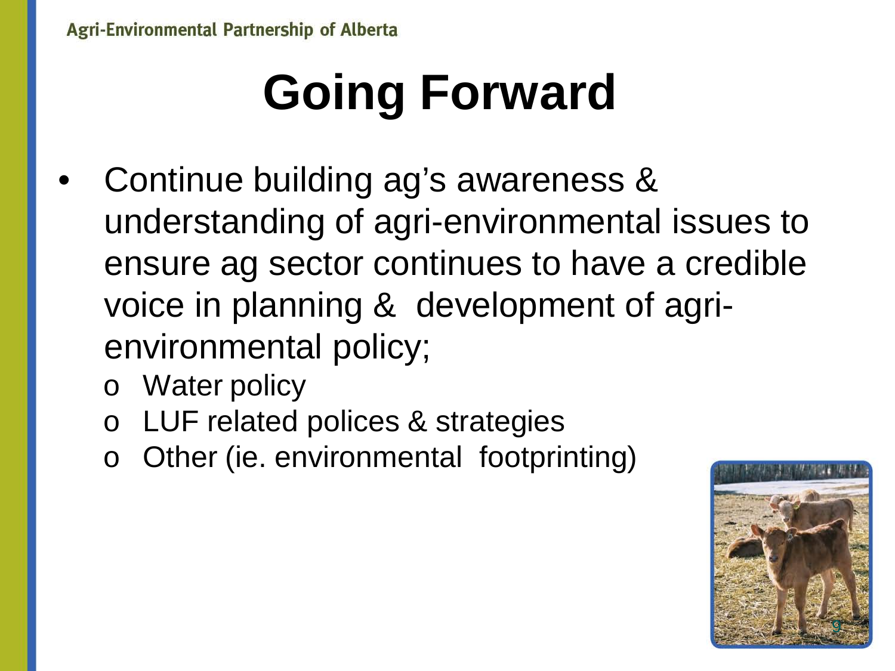# Going Forward

- Continue building ag's awareness & understanding of agri-environmental issues to ensure ag sector continues to have a credible voice in planning & development of agri-environmental policy;
  - Water policy
  - LUF related polices & strategies
  - Other (ie. environmental footprinting)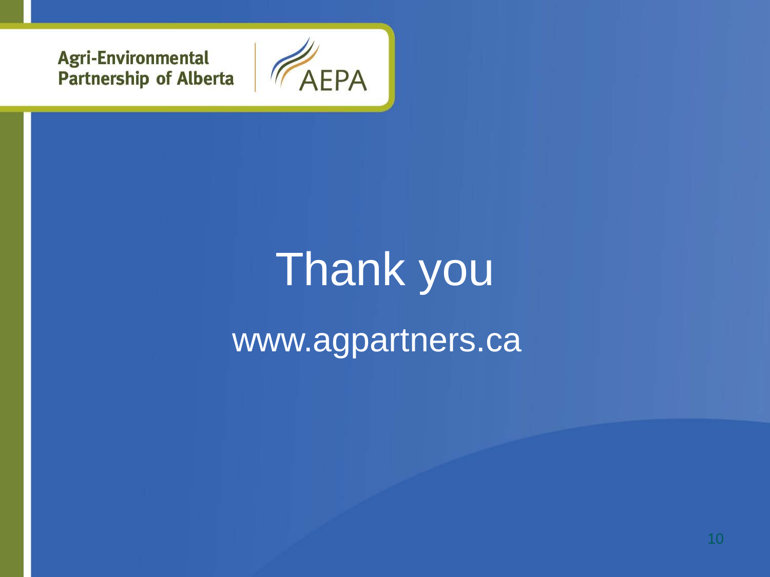Agri-Environmental Partnership of Alberta

AEPA

# Thank you

www.agpartners.ca